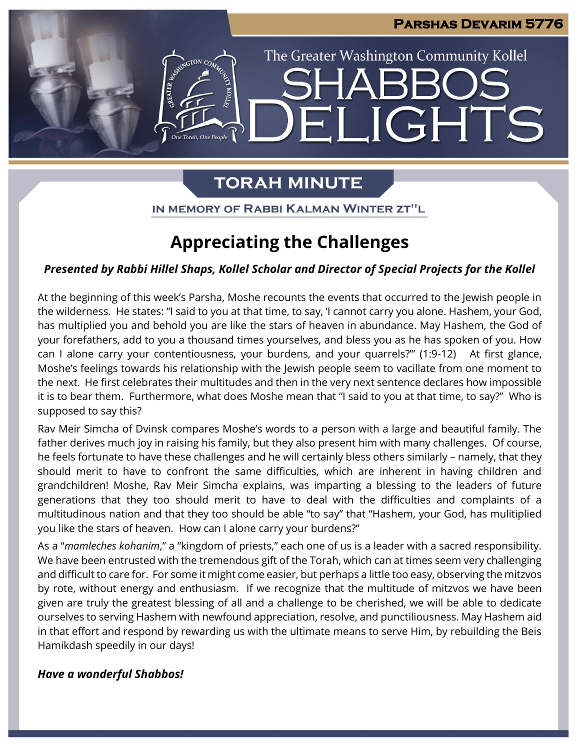Parshas Devarim 5776

The Greater Washington Community Kollel

# Shabbos Delights

## Torah Minute

In Memory of Rabbi Kalman Winter zt"l

# Appreciating the Challenges

***Presented by Rabbi Hillel Shaps, Kollel Scholar and Director of Special Projects for the Kollel***

At the beginning of this week's Parsha, Moshe recounts the events that occurred to the Jewish people in the wilderness. He states: "I said to you at that time, to say, 'I cannot carry you alone. Hashem, your God, has multiplied you and behold you are like the stars of heaven in abundance. May Hashem, the God of your forefathers, add to you a thousand times yourselves, and bless you as he has spoken of you. How can I alone carry your contentiousness, your burdens, and your quarrels?'" (1:9-12) At first glance, Moshe's feelings towards his relationship with the Jewish people seem to vacillate from one moment to the next. He first celebrates their multitudes and then in the very next sentence declares how impossible it is to bear them. Furthermore, what does Moshe mean that "I said to you at that time, to say?" Who is supposed to say this?

Rav Meir Simcha of Dvinsk compares Moshe's words to a person with a large and beautiful family. The father derives much joy in raising his family, but they also present him with many challenges. Of course, he feels fortunate to have these challenges and he will certainly bless others similarly – namely, that they should merit to have to confront the same difficulties, which are inherent in having children and grandchildren! Moshe, Rav Meir Simcha explains, was imparting a blessing to the leaders of future generations that they too should merit to have to deal with the difficulties and complaints of a multitudinous nation and that they too should be able "to say" that "Hashem, your God, has mulitiplied you like the stars of heaven. How can I alone carry your burdens?"

As a "*mamleches kohanim*," a "kingdom of priests," each one of us is a leader with a sacred responsibility. We have been entrusted with the tremendous gift of the Torah, which can at times seem very challenging and difficult to care for. For some it might come easier, but perhaps a little too easy, observing the mitzvos by rote, without energy and enthusiasm. If we recognize that the multitude of mitzvos we have been given are truly the greatest blessing of all and a challenge to be cherished, we will be able to dedicate ourselves to serving Hashem with newfound appreciation, resolve, and punctiliousness. May Hashem aid in that effort and respond by rewarding us with the ultimate means to serve Him, by rebuilding the Beis Hamikdash speedily in our days!

***Have a wonderful Shabbos!***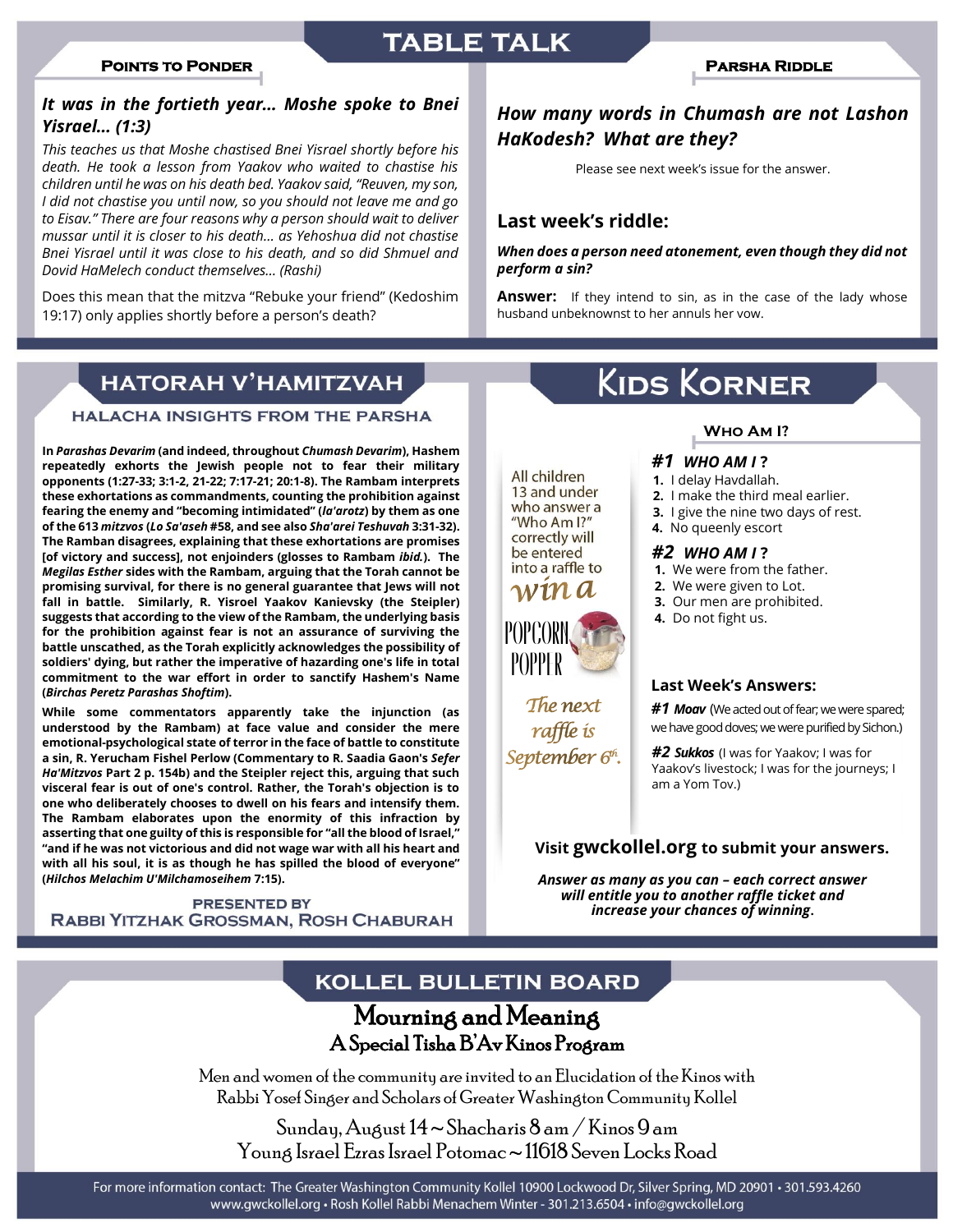# TABLE TALK

## Points to Ponder

***It was in the fortieth year... Moshe spoke to Bnei Yisrael... (1:3)***

*This teaches us that Moshe chastised Bnei Yisrael shortly before his death. He took a lesson from Yaakov who waited to chastise his children until he was on his death bed. Yaakov said, "Reuven, my son, I did not chastise you until now, so you should not leave me and go to Eisav." There are four reasons why a person should wait to deliver mussar until it is closer to his death... as Yehoshua did not chastise Bnei Yisrael until it was close to his death, and so did Shmuel and Dovid HaMelech conduct themselves... (Rashi)*

Does this mean that the mitzva "Rebuke your friend" (Kedoshim 19:17) only applies shortly before a person's death?

## Parsha Riddle

***How many words in Chumash are not Lashon HaKodesh? What are they?***

Please see next week's issue for the answer.

### Last week's riddle:

***When does a person need atonement, even though they did not perform a sin?***

**Answer:** If they intend to sin, as in the case of the lady whose husband unbeknownst to her annuls her vow.

# HATORAH V'HAMITZVAH

## Halacha Insights from the Parsha

**In *Parashas Devarim* (and indeed, throughout *Chumash Devarim*), Hashem repeatedly exhorts the Jewish people not to fear their military opponents (1:27-33; 3:1-2, 21-22; 7:17-21; 20:1-8). The Rambam interprets these exhortations as commandments, counting the prohibition against fearing the enemy and "becoming intimidated" (*la'arotz*) by them as one of the 613 *mitzvos* (*Lo Sa'aseh* #58, and see also *Sha'arei Teshuvah* 3:31-32). The Ramban disagrees, explaining that these exhortations are promises [of victory and success], not enjoinders (glosses to Rambam *ibid.*). The *Megilas Esther* sides with the Rambam, arguing that the Torah cannot be promising survival, for there is no general guarantee that Jews will not fall in battle. Similarly, R. Yisroel Yaakov Kanievsky (the Steipler) suggests that according to the view of the Rambam, the underlying basis for the prohibition against fear is not an assurance of surviving the battle unscathed, as the Torah explicitly acknowledges the possibility of soldiers' dying, but rather the imperative of hazarding one's life in total commitment to the war effort in order to sanctify Hashem's Name (*Birchas Peretz Parashas Shoftim*).**

**While some commentators apparently take the injunction (as understood by the Rambam) at face value and consider the mere emotional-psychological state of terror in the face of battle to constitute a sin, R. Yerucham Fishel Perlow (Commentary to R. Saadia Gaon's *Sefer Ha'Mitzvos* Part 2 p. 154b) and the Steipler reject this, arguing that such visceral fear is out of one's control. Rather, the Torah's objection is to one who deliberately chooses to dwell on his fears and intensify them. The Rambam elaborates upon the enormity of this infraction by asserting that one guilty of this is responsible for "all the blood of Israel," "and if he was not victorious and did not wage war with all his heart and with all his soul, it is as though he has spilled the blood of everyone" (*Hilchos Melachim U'Milchamoseihem* 7:15).**

Presented by
Rabbi Yitzhak Grossman, Rosh Chaburah

# Kids Korner

All children 13 and under who answer a "Who Am I?" correctly will be entered into a raffle to *win a* POPCORN POPPER

*The next raffle is September 6th.*

## Who Am I?

### #1 WHO AM I ?

1. I delay Havdallah.
2. I make the third meal earlier.
3. I give the nine two days of rest.
4. No queenly escort

### #2 WHO AM I ?

1. We were from the father.
2. We were given to Lot.
3. Our men are prohibited.
4. Do not fight us.

### Last Week's Answers:

***#1 Moav*** (We acted out of fear; we were spared; we have good doves; we were purified by Sichon.)

***#2 Sukkos*** (I was for Yaakov; I was for Yaakov's livestock; I was for the journeys; I am a Yom Tov.)

**Visit gwckollel.org to submit your answers.**

***Answer as many as you can – each correct answer will entitle you to another raffle ticket and increase your chances of winning.***

# KOLLEL BULLETIN BOARD

## Mourning and Meaning
### A Special Tisha B'Av Kinos Program

Men and women of the community are invited to an Elucidation of the Kinos with Rabbi Yosef Singer and Scholars of Greater Washington Community Kollel

Sunday, August 14 ~ Shacharis 8 am / Kinos 9 am
Young Israel Ezras Israel Potomac ~ 11618 Seven Locks Road

For more information contact: The Greater Washington Community Kollel 10900 Lockwood Dr, Silver Spring, MD 20901 • 301.593.4260
www.gwckollel.org • Rosh Kollel Rabbi Menachem Winter - 301.213.6504 • info@gwckollel.org